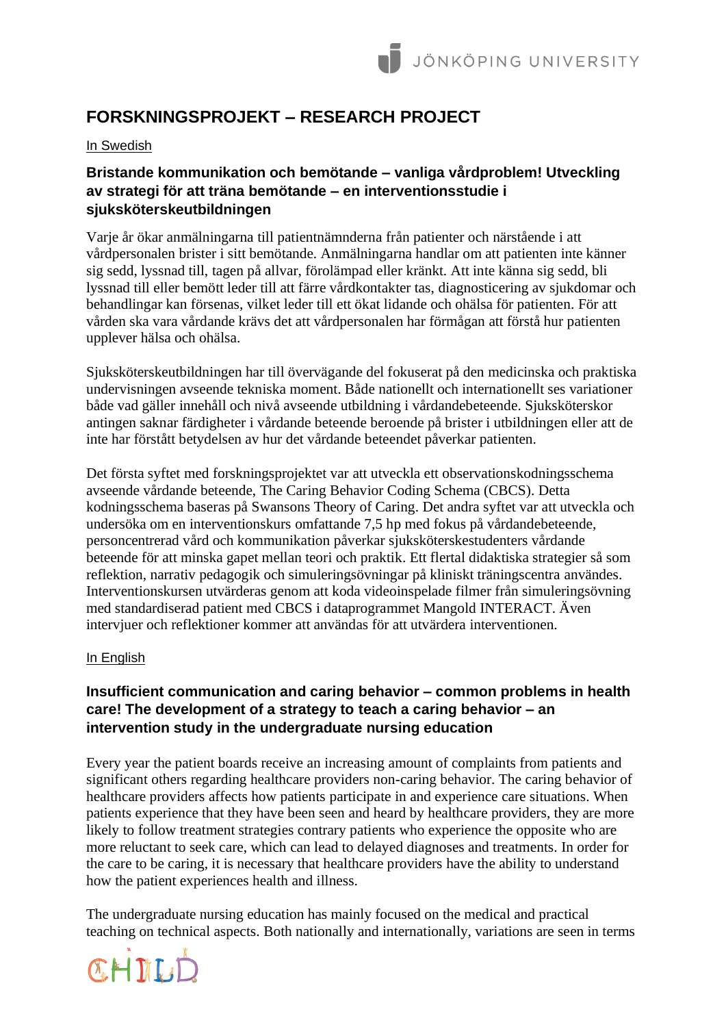# FORSKNINGSPROJEKT – RESEARCH PROJECT

In Swedish

### Bristande kommunikation och bemötande – vanliga vårdproblem! Utveckling av strategi för att träna bemötande – en interventionsstudie i sjuksköterskeutbildningen

Varje år ökar anmälningarna till patientnämnderna från patienter och närstående i att vårdpersonalen brister i sitt bemötande. Anmälningarna handlar om att patienten inte känner sig sedd, lyssnad till, tagen på allvar, förolämpad eller kränkt. Att inte känna sig sedd, bli lyssnad till eller bemött leder till att färre vårdkontakter tas, diagnosticering av sjukdomar och behandlingar kan försenas, vilket leder till ett ökat lidande och ohälsa för patienten. För att vården ska vara vårdande krävs det att vårdpersonalen har förmågan att förstå hur patienten upplever hälsa och ohälsa.

Sjuksköterskeutbildningen har till övervägande del fokuserat på den medicinska och praktiska undervisningen avseende tekniska moment. Både nationellt och internationellt ses variationer både vad gäller innehåll och nivå avseende utbildning i vårdandebeteende. Sjuksköterskor antingen saknar färdigheter i vårdande beteende beroende på brister i utbildningen eller att de inte har förstått betydelsen av hur det vårdande beteendet påverkar patienten.

Det första syftet med forskningsprojektet var att utveckla ett observationskodningsschema avseende vårdande beteende, The Caring Behavior Coding Schema (CBCS). Detta kodningsschema baseras på Swansons Theory of Caring. Det andra syftet var att utveckla och undersöka om en interventionskurs omfattande 7,5 hp med fokus på vårdandebeteende, personcentrerad vård och kommunikation påverkar sjuksköterskestudenters vårdande beteende för att minska gapet mellan teori och praktik. Ett flertal didaktiska strategier så som reflektion, narrativ pedagogik och simuleringsövningar på kliniskt träningscentra användes. Interventionskursen utvärderas genom att koda videoinspelade filmer från simuleringsövning med standardiserad patient med CBCS i dataprogrammet Mangold INTERACT. Även intervjuer och reflektioner kommer att användas för att utvärdera interventionen.

In English

### Insufficient communication and caring behavior – common problems in health care! The development of a strategy to teach a caring behavior – an intervention study in the undergraduate nursing education

Every year the patient boards receive an increasing amount of complaints from patients and significant others regarding healthcare providers non-caring behavior. The caring behavior of healthcare providers affects how patients participate in and experience care situations. When patients experience that they have been seen and heard by healthcare providers, they are more likely to follow treatment strategies contrary patients who experience the opposite who are more reluctant to seek care, which can lead to delayed diagnoses and treatments. In order for the care to be caring, it is necessary that healthcare providers have the ability to understand how the patient experiences health and illness.

The undergraduate nursing education has mainly focused on the medical and practical teaching on technical aspects. Both nationally and internationally, variations are seen in terms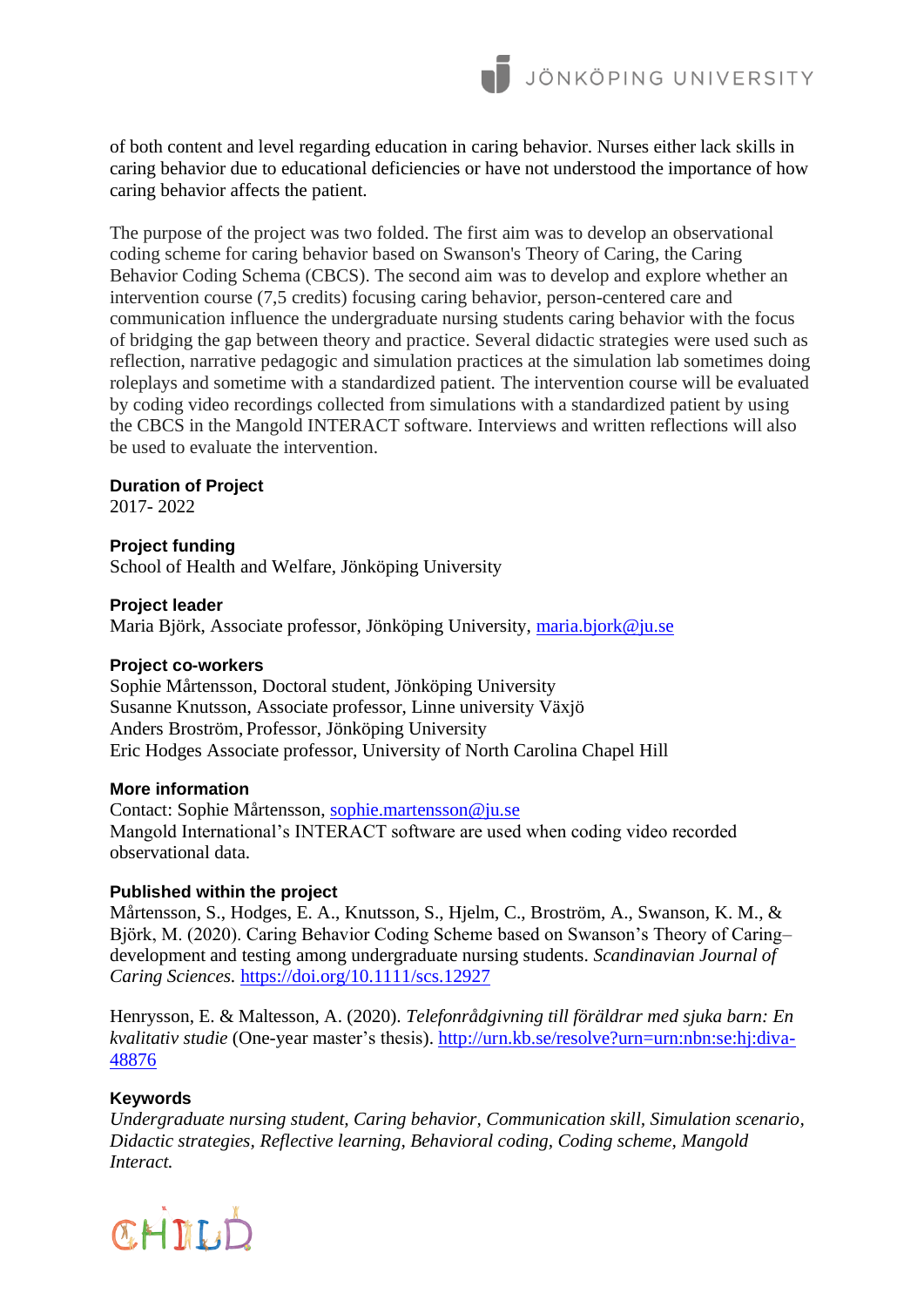of both content and level regarding education in caring behavior. Nurses either lack skills in caring behavior due to educational deficiencies or have not understood the importance of how caring behavior affects the patient.

The purpose of the project was two folded. The first aim was to develop an observational coding scheme for caring behavior based on Swanson's Theory of Caring, the Caring Behavior Coding Schema (CBCS). The second aim was to develop and explore whether an intervention course (7,5 credits) focusing caring behavior, person-centered care and communication influence the undergraduate nursing students caring behavior with the focus of bridging the gap between theory and practice. Several didactic strategies were used such as reflection, narrative pedagogic and simulation practices at the simulation lab sometimes doing roleplays and sometime with a standardized patient. The intervention course will be evaluated by coding video recordings collected from simulations with a standardized patient by using the CBCS in the Mangold INTERACT software. Interviews and written reflections will also be used to evaluate the intervention.

**Duration of Project**
2017- 2022

**Project funding**
School of Health and Welfare, Jönköping University

**Project leader**
Maria Björk, Associate professor, Jönköping University, maria.bjork@ju.se

**Project co-workers**
Sophie Mårtensson, Doctoral student, Jönköping University
Susanne Knutsson, Associate professor, Linne university Växjö
Anders Broström, Professor, Jönköping University
Eric Hodges Associate professor, University of North Carolina Chapel Hill

**More information**
Contact: Sophie Mårtensson, sophie.martensson@ju.se
Mangold International's INTERACT software are used when coding video recorded observational data.

**Published within the project**
Mårtensson, S., Hodges, E. A., Knutsson, S., Hjelm, C., Broström, A., Swanson, K. M., & Björk, M. (2020). Caring Behavior Coding Scheme based on Swanson's Theory of Caring– development and testing among undergraduate nursing students. *Scandinavian Journal of Caring Sciences.* https://doi.org/10.1111/scs.12927

Henrysson, E. & Maltesson, A. (2020). *Telefonrådgivning till föräldrar med sjuka barn: En kvalitativ studie* (One-year master's thesis). http://urn.kb.se/resolve?urn=urn:nbn:se:hj:diva-48876

**Keywords**
*Undergraduate nursing student, Caring behavior, Communication skill, Simulation scenario, Didactic strategies, Reflective learning, Behavioral coding, Coding scheme, Mangold Interact.*